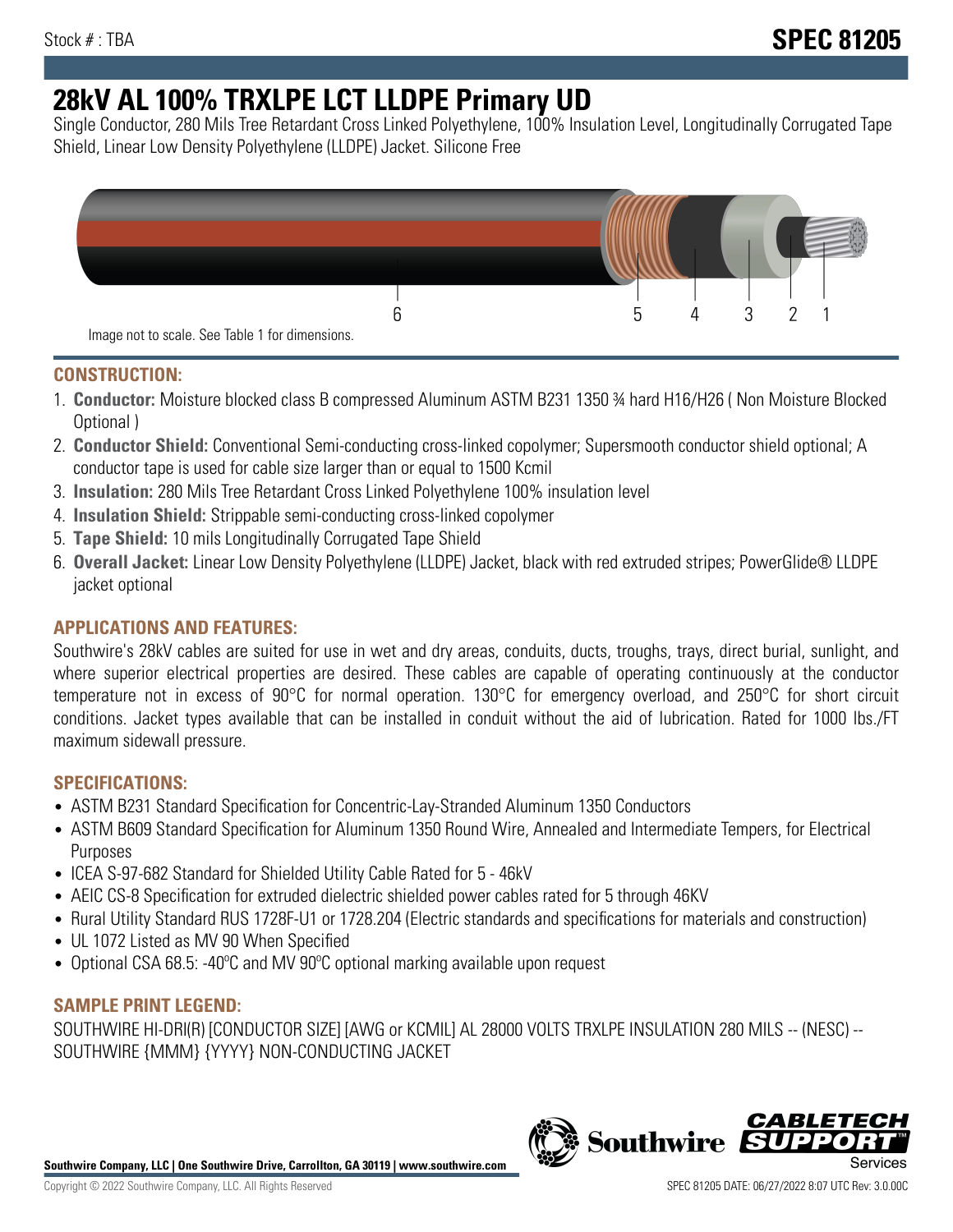Stock # : TBA

# SPEC 81205

# 28kV AL 100% TRXLPE LCT LLDPE Primary UD

Single Conductor, 280 Mils Tree Retardant Cross Linked Polyethylene, 100% Insulation Level, Longitudinally Corrugated Tape Shield, Linear Low Density Polyethylene (LLDPE) Jacket. Silicone Free

Image not to scale. See Table 1 for dimensions.

## CONSTRUCTION:

1. **Conductor:** Moisture blocked class B compressed Aluminum ASTM B231 1350 ¾ hard H16/H26 ( Non Moisture Blocked Optional )
2. **Conductor Shield:** Conventional Semi-conducting cross-linked copolymer; Supersmooth conductor shield optional; A conductor tape is used for cable size larger than or equal to 1500 Kcmil
3. **Insulation:** 280 Mils Tree Retardant Cross Linked Polyethylene 100% insulation level
4. **Insulation Shield:** Strippable semi-conducting cross-linked copolymer
5. **Tape Shield:** 10 mils Longitudinally Corrugated Tape Shield
6. **Overall Jacket:** Linear Low Density Polyethylene (LLDPE) Jacket, black with red extruded stripes; PowerGlide® LLDPE jacket optional

## APPLICATIONS AND FEATURES:

Southwire's 28kV cables are suited for use in wet and dry areas, conduits, ducts, troughs, trays, direct burial, sunlight, and where superior electrical properties are desired. These cables are capable of operating continuously at the conductor temperature not in excess of 90°C for normal operation. 130°C for emergency overload, and 250°C for short circuit conditions. Jacket types available that can be installed in conduit without the aid of lubrication. Rated for 1000 lbs./FT maximum sidewall pressure.

## SPECIFICATIONS:

- ASTM B231 Standard Specification for Concentric-Lay-Stranded Aluminum 1350 Conductors
- ASTM B609 Standard Specification for Aluminum 1350 Round Wire, Annealed and Intermediate Tempers, for Electrical Purposes
- ICEA S-97-682 Standard for Shielded Utility Cable Rated for 5 - 46kV
- AEIC CS-8 Specification for extruded dielectric shielded power cables rated for 5 through 46KV
- Rural Utility Standard RUS 1728F-U1 or 1728.204 (Electric standards and specifications for materials and construction)
- UL 1072 Listed as MV 90 When Specified
- Optional CSA 68.5: -40ºC and MV 90ºC optional marking available upon request

## SAMPLE PRINT LEGEND:

SOUTHWIRE HI-DRI(R) [CONDUCTOR SIZE] [AWG or KCMIL] AL 28000 VOLTS TRXLPE INSULATION 280 MILS -- (NESC) -- SOUTHWIRE {MMM} {YYYY} NON-CONDUCTING JACKET

**Southwire Company, LLC | One Southwire Drive, Carrollton, GA 30119 | www.southwire.com**

Copyright © 2022 Southwire Company, LLC. All Rights Reserved

SPEC 81205 DATE: 06/27/2022 8:07 UTC Rev: 3.0.00C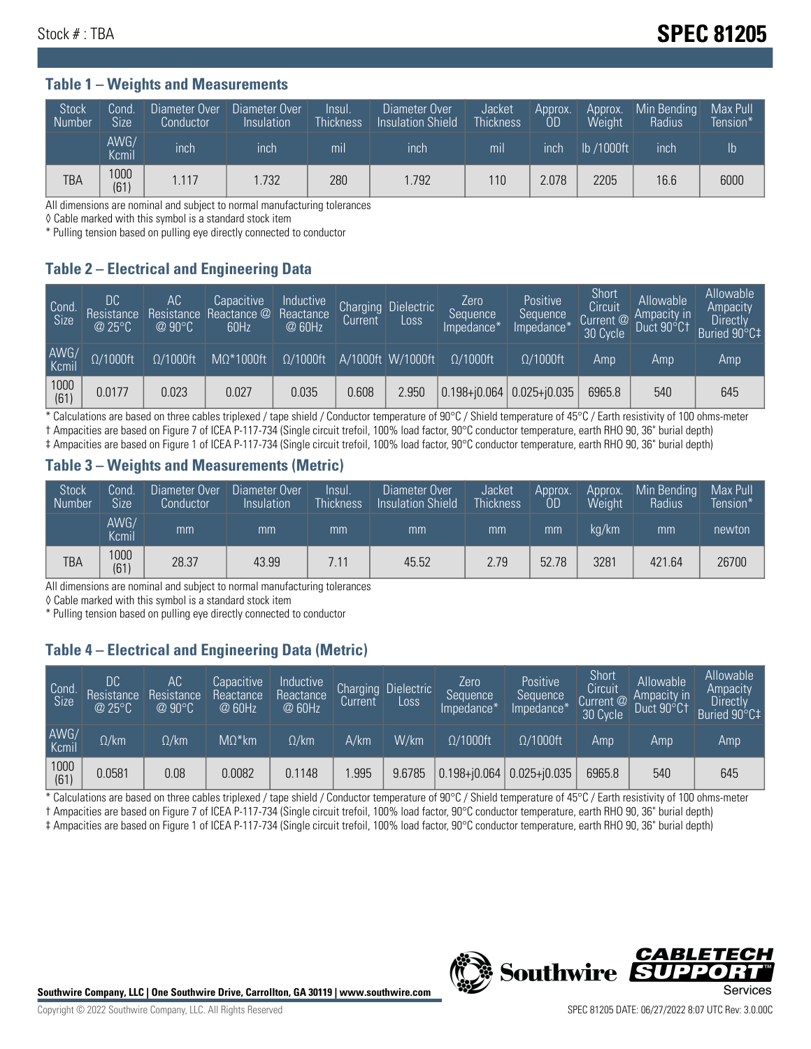Stock # : TBA

# SPEC 81205

## Table 1 – Weights and Measurements

| Stock Number | Cond. Size | Diameter Over Conductor | Diameter Over Insulation | Insul. Thickness | Diameter Over Insulation Shield | Jacket Thickness | Approx. OD | Approx. Weight | Min Bending Radius | Max Pull Tension* |
|---|---|---|---|---|---|---|---|---|---|---|
| | AWG/ Kcmil | inch | inch | mil | inch | mil | inch | lb /1000ft | inch | lb |
| TBA | 1000 (61) | 1.117 | 1.732 | 280 | 1.792 | 110 | 2.078 | 2205 | 16.6 | 6000 |

All dimensions are nominal and subject to normal manufacturing tolerances

◊ Cable marked with this symbol is a standard stock item

* Pulling tension based on pulling eye directly connected to conductor

## Table 2 – Electrical and Engineering Data

| Cond. Size | DC Resistance @ 25°C | AC Resistance @ 90°C | Capacitive Reactance @ 60Hz | Inductive Reactance @ 60Hz | Charging Current | Dielectric Loss | Zero Sequence Impedance* | Positive Sequence Impedance* | Short Circuit Current @ 30 Cycle | Allowable Ampacity in Duct 90°C† | Allowable Ampacity Directly Buried 90°C‡ |
|---|---|---|---|---|---|---|---|---|---|---|---|
| AWG/ Kcmil | Ω/1000ft | Ω/1000ft | MΩ*1000ft | Ω/1000ft | A/1000ft | W/1000ft | Ω/1000ft | Ω/1000ft | Amp | Amp | Amp |
| 1000 (61) | 0.0177 | 0.023 | 0.027 | 0.035 | 0.608 | 2.950 | 0.198+j0.064 | 0.025+j0.035 | 6965.8 | 540 | 645 |

* Calculations are based on three cables triplexed / tape shield / Conductor temperature of 90°C / Shield temperature of 45°C / Earth resistivity of 100 ohms-meter

† Ampacities are based on Figure 7 of ICEA P-117-734 (Single circuit trefoil, 100% load factor, 90°C conductor temperature, earth RHO 90, 36" burial depth)

‡ Ampacities are based on Figure 1 of ICEA P-117-734 (Single circuit trefoil, 100% load factor, 90°C conductor temperature, earth RHO 90, 36" burial depth)

## Table 3 – Weights and Measurements (Metric)

| Stock Number | Cond. Size | Diameter Over Conductor | Diameter Over Insulation | Insul. Thickness | Diameter Over Insulation Shield | Jacket Thickness | Approx. OD | Approx. Weight | Min Bending Radius | Max Pull Tension* |
|---|---|---|---|---|---|---|---|---|---|---|
| | AWG/ Kcmil | mm | mm | mm | mm | mm | mm | kg/km | mm | newton |
| TBA | 1000 (61) | 28.37 | 43.99 | 7.11 | 45.52 | 2.79 | 52.78 | 3281 | 421.64 | 26700 |

All dimensions are nominal and subject to normal manufacturing tolerances

◊ Cable marked with this symbol is a standard stock item

* Pulling tension based on pulling eye directly connected to conductor

## Table 4 – Electrical and Engineering Data (Metric)

| Cond. Size | DC Resistance @ 25°C | AC Resistance @ 90°C | Capacitive Reactance @ 60Hz | Inductive Reactance @ 60Hz | Charging Current | Dielectric Loss | Zero Sequence Impedance* | Positive Sequence Impedance* | Short Circuit Current @ 30 Cycle | Allowable Ampacity in Duct 90°C† | Allowable Ampacity Directly Buried 90°C‡ |
|---|---|---|---|---|---|---|---|---|---|---|---|
| AWG/ Kcmil | Ω/km | Ω/km | MΩ*km | Ω/km | A/km | W/km | Ω/1000ft | Ω/1000ft | Amp | Amp | Amp |
| 1000 (61) | 0.0581 | 0.08 | 0.0082 | 0.1148 | 1.995 | 9.6785 | 0.198+j0.064 | 0.025+j0.035 | 6965.8 | 540 | 645 |

* Calculations are based on three cables triplexed / tape shield / Conductor temperature of 90°C / Shield temperature of 45°C / Earth resistivity of 100 ohms-meter

† Ampacities are based on Figure 7 of ICEA P-117-734 (Single circuit trefoil, 100% load factor, 90°C conductor temperature, earth RHO 90, 36" burial depth)

‡ Ampacities are based on Figure 1 of ICEA P-117-734 (Single circuit trefoil, 100% load factor, 90°C conductor temperature, earth RHO 90, 36" burial depth)

**Southwire Company, LLC | One Southwire Drive, Carrollton, GA 30119 | www.southwire.com**

Copyright © 2022 Southwire Company, LLC. All Rights Reserved

SPEC 81205 DATE: 06/27/2022 8:07 UTC Rev: 3.0.00C